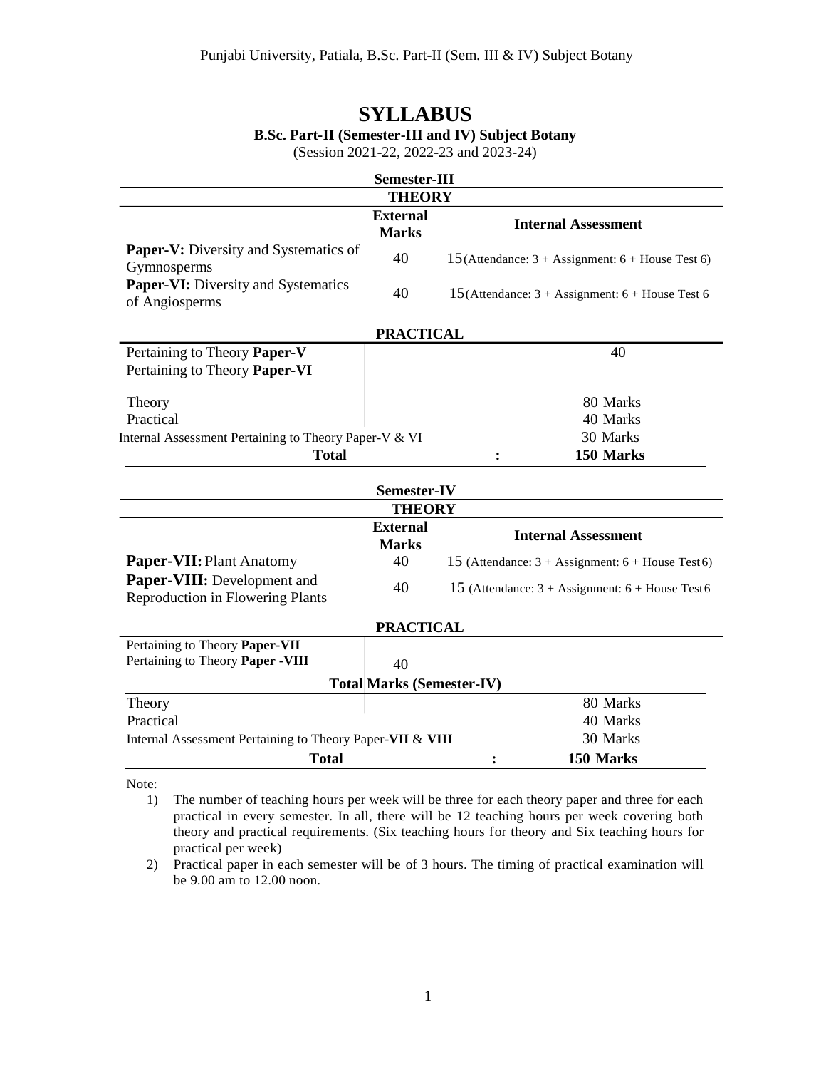# SYLLABUS

**B.Sc. Part-II (Semester-III and IV) Subject Botany**

(Session 2021-22, 2022-23 and 2023-24)

## Semester-III

**THEORY**

| | External Marks | Internal Assessment |
|---|---|---|
| **Paper-V:** Diversity and Systematics of Gymnosperms | 40 | 15 (Attendance: 3 + Assignment: 6 + House Test 6) |
| **Paper-VI:** Diversity and Systematics of Angiosperms | 40 | 15 (Attendance: 3 + Assignment: 6 + House Test 6 |

**PRACTICAL**

| | |
|---|---|
| Pertaining to Theory **Paper-V**<br>Pertaining to Theory **Paper-VI** | 40 |
| Theory | 80 Marks |
| Practical | 40 Marks |
| Internal Assessment Pertaining to Theory Paper-V & VI | 30 Marks |
| **Total** : | **150 Marks** |

## Semester-IV

**THEORY**

| | External Marks | Internal Assessment |
|---|---|---|
| **Paper-VII:** Plant Anatomy | 40 | 15 (Attendance: 3 + Assignment: 6 + House Test 6) |
| **Paper-VIII:** Development and Reproduction in Flowering Plants | 40 | 15 (Attendance: 3 + Assignment: 6 + House Test 6 |

**PRACTICAL**

| | |
|---|---|
| Pertaining to Theory **Paper-VII**<br>Pertaining to Theory **Paper -VIII** | 40 |

**Total Marks (Semester-IV)**

| | |
|---|---|
| Theory | 80 Marks |
| Practical | 40 Marks |
| Internal Assessment Pertaining to Theory Paper-**VII** & **VIII** | 30 Marks |
| **Total** : | **150 Marks** |

Note:

1) The number of teaching hours per week will be three for each theory paper and three for each practical in every semester. In all, there will be 12 teaching hours per week covering both theory and practical requirements. (Six teaching hours for theory and Six teaching hours for practical per week)
2) Practical paper in each semester will be of 3 hours. The timing of practical examination will be 9.00 am to 12.00 noon.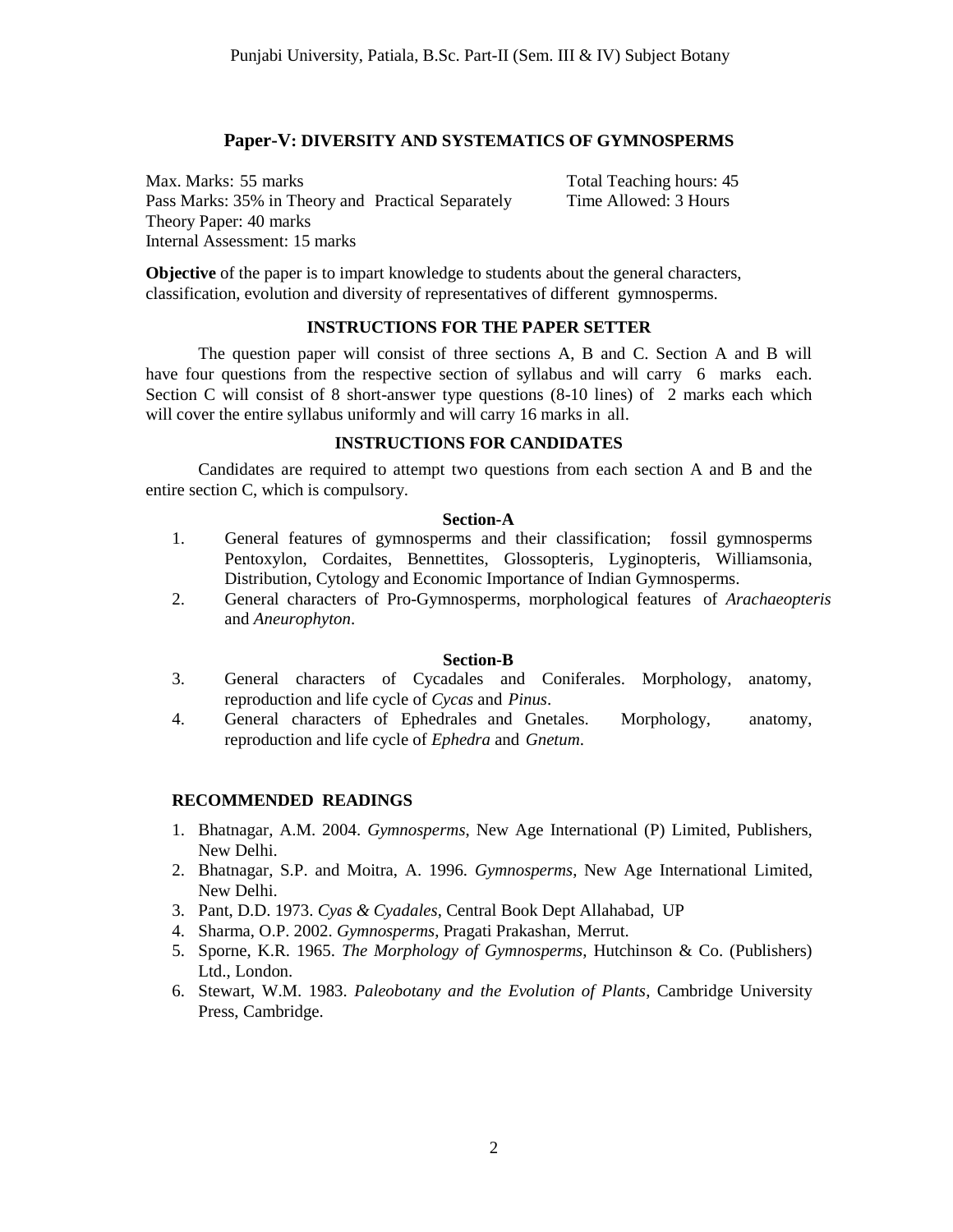## Paper-V: DIVERSITY AND SYSTEMATICS OF GYMNOSPERMS

Max. Marks: 55 marks
Pass Marks: 35% in Theory and Practical Separately
Theory Paper: 40 marks
Internal Assessment: 15 marks

Total Teaching hours: 45
Time Allowed: 3 Hours

**Objective** of the paper is to impart knowledge to students about the general characters, classification, evolution and diversity of representatives of different gymnosperms.

### INSTRUCTIONS FOR THE PAPER SETTER

The question paper will consist of three sections A, B and C. Section A and B will have four questions from the respective section of syllabus and will carry 6 marks each. Section C will consist of 8 short-answer type questions (8-10 lines) of 2 marks each which will cover the entire syllabus uniformly and will carry 16 marks in all.

### INSTRUCTIONS FOR CANDIDATES

Candidates are required to attempt two questions from each section A and B and the entire section C, which is compulsory.

#### Section-A

1. General features of gymnosperms and their classification; fossil gymnosperms Pentoxylon, Cordaites, Bennettites, Glossopteris, Lyginopteris, Williamsonia, Distribution, Cytology and Economic Importance of Indian Gymnosperms.
2. General characters of Pro-Gymnosperms, morphological features of *Arachaeopteris* and *Aneurophyton*.

#### Section-B

3. General characters of Cycadales and Coniferales. Morphology, anatomy, reproduction and life cycle of *Cycas* and *Pinus*.
4. General characters of Ephedrales and Gnetales. Morphology, anatomy, reproduction and life cycle of *Ephedra* and *Gnetum*.

### RECOMMENDED READINGS

1. Bhatnagar, A.M. 2004. *Gymnosperms*, New Age International (P) Limited, Publishers, New Delhi.
2. Bhatnagar, S.P. and Moitra, A. 1996. *Gymnosperms*, New Age International Limited, New Delhi.
3. Pant, D.D. 1973. *Cyas & Cyadales*, Central Book Dept Allahabad, UP
4. Sharma, O.P. 2002. *Gymnosperms*, Pragati Prakashan, Merrut.
5. Sporne, K.R. 1965. *The Morphology of Gymnosperms*, Hutchinson & Co. (Publishers) Ltd., London.
6. Stewart, W.M. 1983. *Paleobotany and the Evolution of Plants*, Cambridge University Press, Cambridge.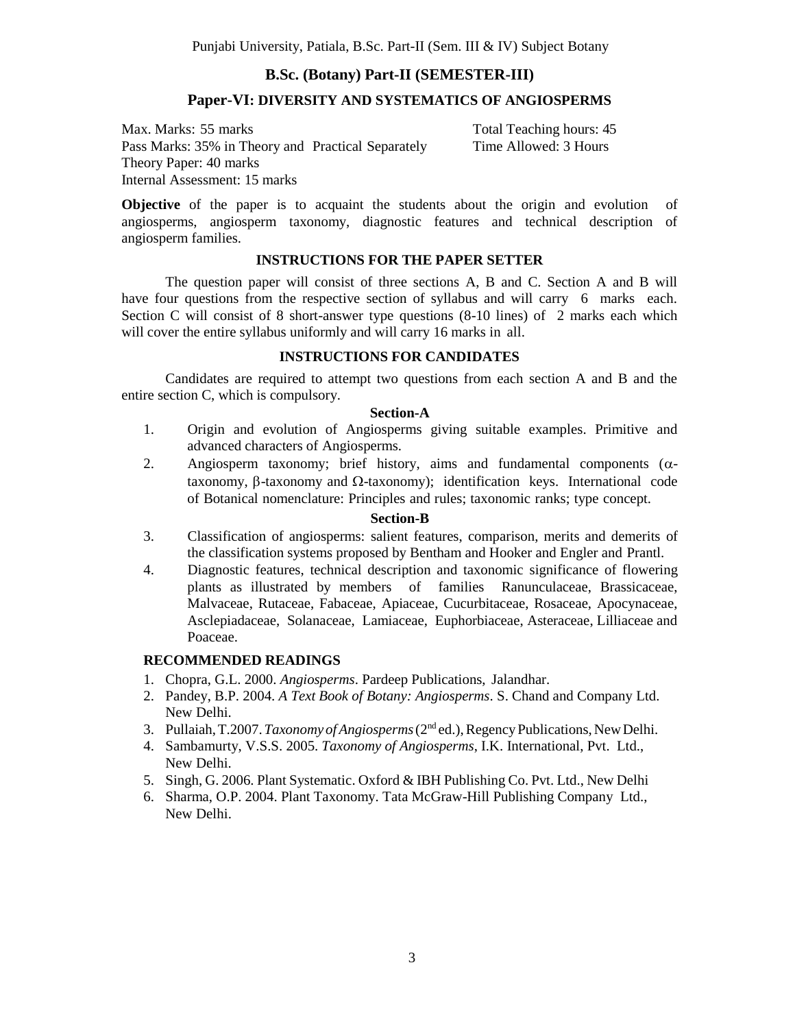## B.Sc. (Botany) Part-II (SEMESTER-III)

### Paper-VI: DIVERSITY AND SYSTEMATICS OF ANGIOSPERMS

Max. Marks: 55 marks  
Pass Marks: 35% in Theory and Practical Separately  
Theory Paper: 40 marks  
Internal Assessment: 15 marks  
Total Teaching hours: 45  
Time Allowed: 3 Hours

**Objective** of the paper is to acquaint the students about the origin and evolution of angiosperms, angiosperm taxonomy, diagnostic features and technical description of angiosperm families.

#### INSTRUCTIONS FOR THE PAPER SETTER

The question paper will consist of three sections A, B and C. Section A and B will have four questions from the respective section of syllabus and will carry 6 marks each. Section C will consist of 8 short-answer type questions (8-10 lines) of 2 marks each which will cover the entire syllabus uniformly and will carry 16 marks in all.

#### INSTRUCTIONS FOR CANDIDATES

Candidates are required to attempt two questions from each section A and B and the entire section C, which is compulsory.

#### Section-A

1. Origin and evolution of Angiosperms giving suitable examples. Primitive and advanced characters of Angiosperms.
2. Angiosperm taxonomy; brief history, aims and fundamental components ($\alpha$-taxonomy, $\beta$-taxonomy and $\Omega$-taxonomy); identification keys. International code of Botanical nomenclature: Principles and rules; taxonomic ranks; type concept.

#### Section-B

3. Classification of angiosperms: salient features, comparison, merits and demerits of the classification systems proposed by Bentham and Hooker and Engler and Prantl.
4. Diagnostic features, technical description and taxonomic significance of flowering plants as illustrated by members of families Ranunculaceae, Brassicaceae, Malvaceae, Rutaceae, Fabaceae, Apiaceae, Cucurbitaceae, Rosaceae, Apocynaceae, Asclepiadaceae, Solanaceae, Lamiaceae, Euphorbiaceae, Asteraceae, Lilliaceae and Poaceae.

#### RECOMMENDED READINGS

1. Chopra, G.L. 2000. *Angiosperms*. Pardeep Publications, Jalandhar.
2. Pandey, B.P. 2004. *A Text Book of Botany: Angiosperms*. S. Chand and Company Ltd. New Delhi.
3. Pullaiah, T.2007. *Taxonomy of Angiosperms* (2nd ed.), Regency Publications, New Delhi.
4. Sambamurty, V.S.S. 2005. *Taxonomy of Angiosperms*, I.K. International, Pvt. Ltd., New Delhi.
5. Singh, G. 2006. Plant Systematic. Oxford & IBH Publishing Co. Pvt. Ltd., New Delhi
6. Sharma, O.P. 2004. Plant Taxonomy. Tata McGraw-Hill Publishing Company Ltd., New Delhi.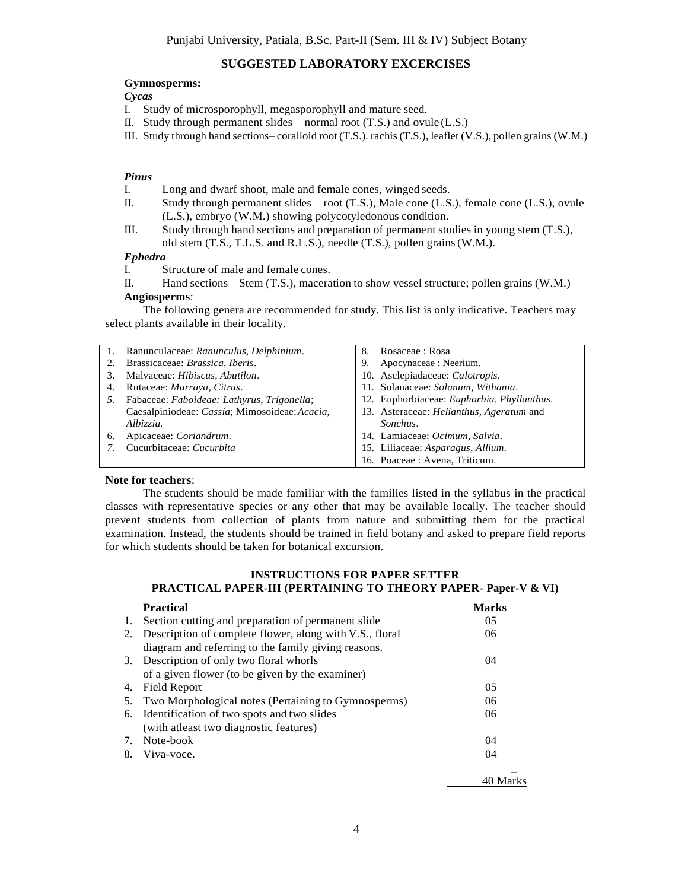## SUGGESTED LABORATORY EXCERCISES

**Gymnosperms:**

***Cycas***

I. Study of microsporophyll, megasporophyll and mature seed.
II. Study through permanent slides – normal root (T.S.) and ovule (L.S.)
III. Study through hand sections– coralloid root (T.S.). rachis (T.S.), leaflet (V.S.), pollen grains (W.M.)

***Pinus***

I. Long and dwarf shoot, male and female cones, winged seeds.
II. Study through permanent slides – root (T.S.), Male cone (L.S.), female cone (L.S.), ovule (L.S.), embryo (W.M.) showing polycotyledonous condition.
III. Study through hand sections and preparation of permanent studies in young stem (T.S.), old stem (T.S., T.L.S. and R.L.S.), needle (T.S.), pollen grains (W.M.).

***Ephedra***

I. Structure of male and female cones.
II. Hand sections – Stem (T.S.), maceration to show vessel structure; pollen grains (W.M.)

**Angiosperms**:

The following genera are recommended for study. This list is only indicative. Teachers may select plants available in their locality.

1. Ranunculaceae: *Ranunculus, Delphinium*.
2. Brassicaceae: *Brassica, Iberis*.
3. Malvaceae: *Hibiscus, Abutilon*.
4. Rutaceae: *Murraya, Citrus*.
5. Fabaceae: *Faboideae: Lathyrus, Trigonella*; Caesalpiniodeae: *Cassia*; Mimosoideae: *Acacia, Albizzia.*
6. Apicaceae: *Coriandrum*.
7. Cucurbitaceae: *Cucurbita*
8. Rosaceae : Rosa
9. Apocynaceae : Neerium.
10. Asclepiadaceae: *Calotropis*.
11. Solanaceae: *Solanum, Withania*.
12. Euphorbiaceae: *Euphorbia, Phyllanthus*.
13. Asteraceae: *Helianthus, Ageratum* and *Sonchus*.
14. Lamiaceae: *Ocimum, Salvia*.
15. Liliaceae: *Asparagus, Allium*.
16. Poaceae : Avena, Triticum.

**Note for teachers**:

The students should be made familiar with the families listed in the syllabus in the practical classes with representative species or any other that may be available locally. The teacher should prevent students from collection of plants from nature and submitting them for the practical examination. Instead, the students should be trained in field botany and asked to prepare field reports for which students should be taken for botanical excursion.

### INSTRUCTIONS FOR PAPER SETTER
### PRACTICAL PAPER-III (PERTAINING TO THEORY PAPER- Paper-V & VI)

| | Practical | Marks |
|---|---|---|
| 1. | Section cutting and preparation of permanent slide | 05 |
| 2. | Description of complete flower, along with V.S., floral diagram and referring to the family giving reasons. | 06 |
| 3. | Description of only two floral whorls of a given flower (to be given by the examiner) | 04 |
| 4. | Field Report | 05 |
| 5. | Two Morphological notes (Pertaining to Gymnosperms) | 06 |
| 6. | Identification of two spots and two slides (with atleast two diagnostic features) | 06 |
| 7. | Note-book | 04 |
| 8. | Viva-voce. | 04 |
| | | 40 Marks |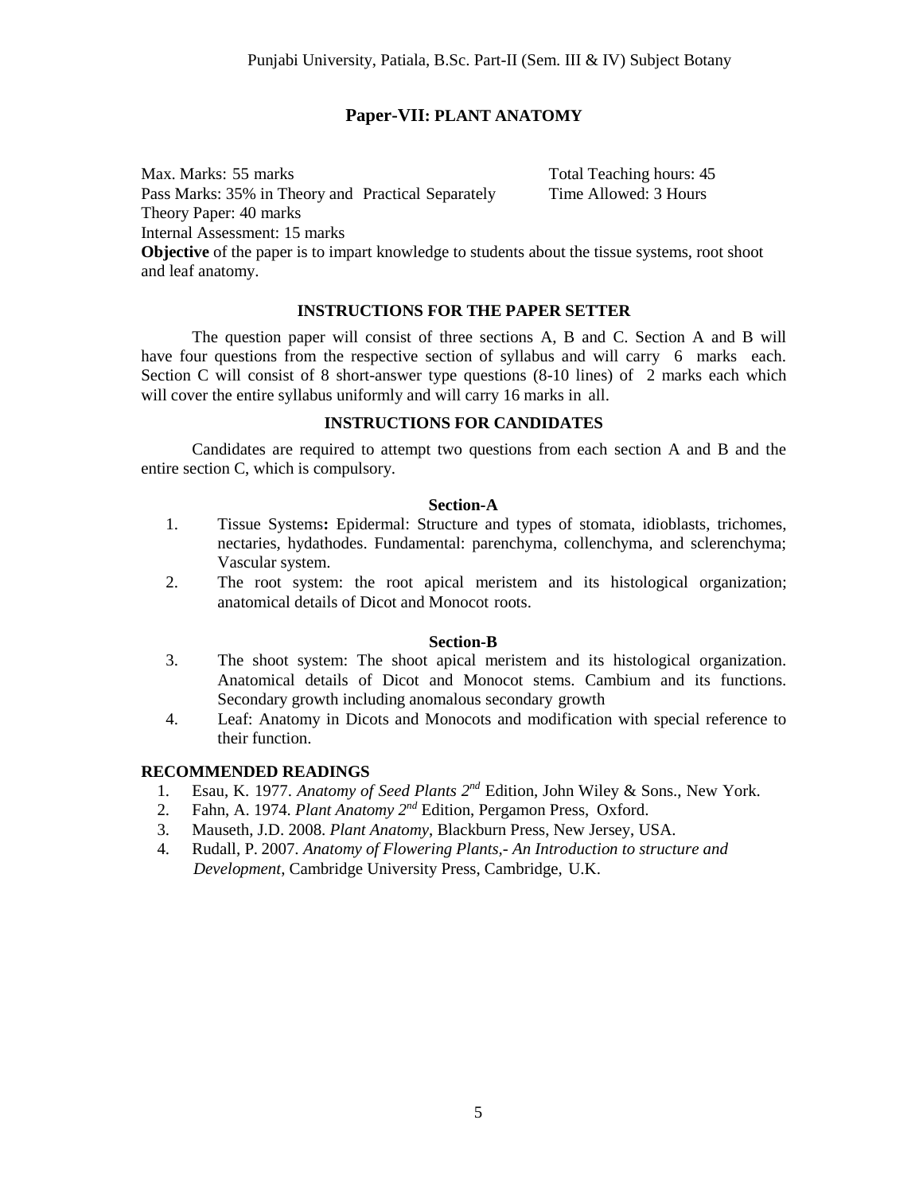## Paper-VII: PLANT ANATOMY

Max. Marks: 55 marks
Total Teaching hours: 45
Pass Marks: 35% in Theory and Practical Separately
Time Allowed: 3 Hours
Theory Paper: 40 marks
Internal Assessment: 15 marks

**Objective** of the paper is to impart knowledge to students about the tissue systems, root shoot and leaf anatomy.

### INSTRUCTIONS FOR THE PAPER SETTER

The question paper will consist of three sections A, B and C. Section A and B will have four questions from the respective section of syllabus and will carry 6 marks each. Section C will consist of 8 short-answer type questions (8-10 lines) of 2 marks each which will cover the entire syllabus uniformly and will carry 16 marks in all.

### INSTRUCTIONS FOR CANDIDATES

Candidates are required to attempt two questions from each section A and B and the entire section C, which is compulsory.

### Section-A

1. Tissue Systems**:** Epidermal: Structure and types of stomata, idioblasts, trichomes, nectaries, hydathodes. Fundamental: parenchyma, collenchyma, and sclerenchyma; Vascular system.
2. The root system: the root apical meristem and its histological organization; anatomical details of Dicot and Monocot roots.

### Section-B

3. The shoot system: The shoot apical meristem and its histological organization. Anatomical details of Dicot and Monocot stems. Cambium and its functions. Secondary growth including anomalous secondary growth
4. Leaf: Anatomy in Dicots and Monocots and modification with special reference to their function.

### RECOMMENDED READINGS

1. Esau, K. 1977. *Anatomy of Seed Plants 2nd* Edition, John Wiley & Sons., New York.
2. Fahn, A. 1974. *Plant Anatomy 2nd* Edition, Pergamon Press, Oxford.
3. Mauseth, J.D. 2008. *Plant Anatomy*, Blackburn Press, New Jersey, USA.
4. Rudall, P. 2007. *Anatomy of Flowering Plants,- An Introduction to structure and Development*, Cambridge University Press, Cambridge, U.K.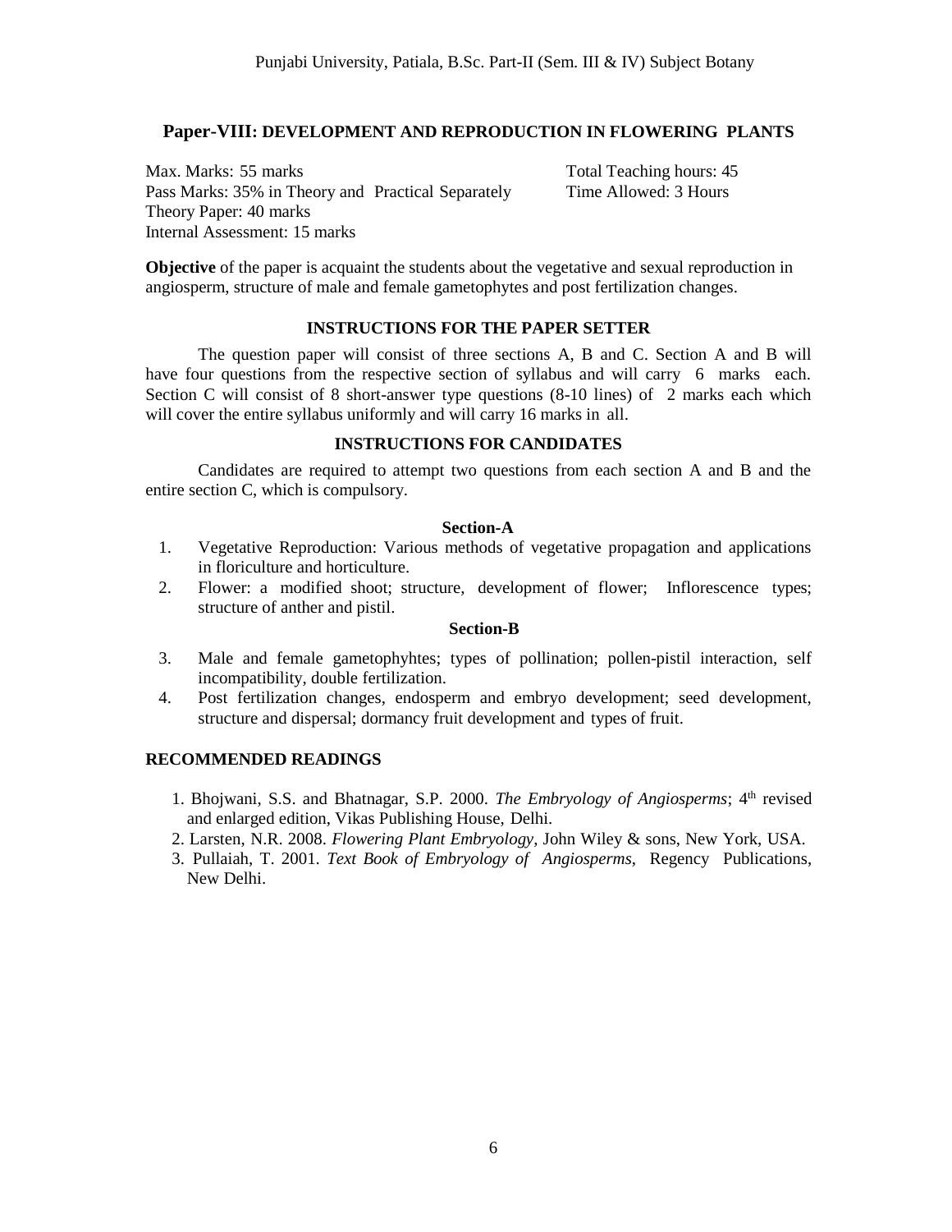## Paper-VIII: DEVELOPMENT AND REPRODUCTION IN FLOWERING PLANTS

Max. Marks: 55 marks
Pass Marks: 35% in Theory and Practical Separately
Theory Paper: 40 marks
Internal Assessment: 15 marks

Total Teaching hours: 45
Time Allowed: 3 Hours

**Objective** of the paper is acquaint the students about the vegetative and sexual reproduction in angiosperm, structure of male and female gametophytes and post fertilization changes.

### INSTRUCTIONS FOR THE PAPER SETTER

The question paper will consist of three sections A, B and C. Section A and B will have four questions from the respective section of syllabus and will carry 6 marks each. Section C will consist of 8 short-answer type questions (8-10 lines) of 2 marks each which will cover the entire syllabus uniformly and will carry 16 marks in all.

### INSTRUCTIONS FOR CANDIDATES

Candidates are required to attempt two questions from each section A and B and the entire section C, which is compulsory.

### Section-A

1. Vegetative Reproduction: Various methods of vegetative propagation and applications in floriculture and horticulture.
2. Flower: a modified shoot; structure, development of flower; Inflorescence types; structure of anther and pistil.

### Section-B

3. Male and female gametophyhtes; types of pollination; pollen-pistil interaction, self incompatibility, double fertilization.
4. Post fertilization changes, endosperm and embryo development; seed development, structure and dispersal; dormancy fruit development and types of fruit.

### RECOMMENDED READINGS

1. Bhojwani, S.S. and Bhatnagar, S.P. 2000. *The Embryology of Angiosperms*; 4th revised and enlarged edition, Vikas Publishing House, Delhi.
2. Larsten, N.R. 2008. *Flowering Plant Embryology*, John Wiley & sons, New York, USA.
3. Pullaiah, T. 2001. *Text Book of Embryology of Angiosperms*, Regency Publications, New Delhi.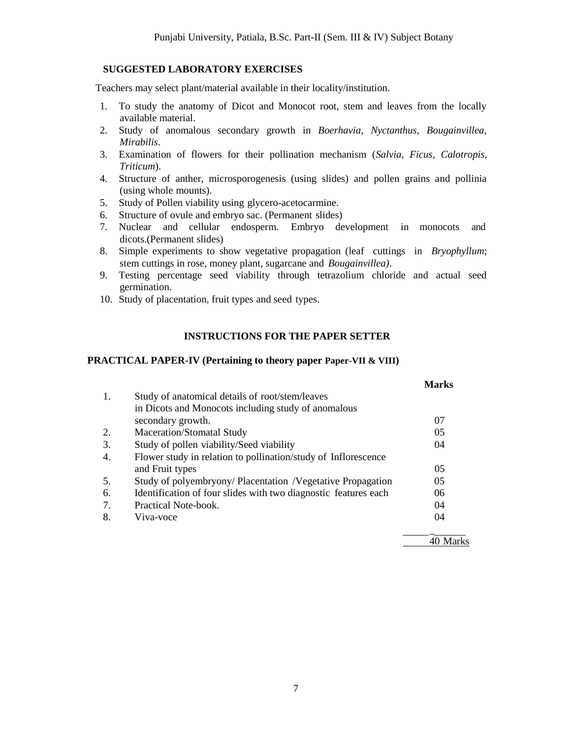## SUGGESTED LABORATORY EXERCISES

Teachers may select plant/material available in their locality/institution.

1. To study the anatomy of Dicot and Monocot root, stem and leaves from the locally available material.
2. Study of anomalous secondary growth in *Boerhavia, Nyctanthus, Bougainvillea, Mirabilis*.
3. Examination of flowers for their pollination mechanism (*Salvia, Ficus, Calotropis, Triticum*).
4. Structure of anther, microsporogenesis (using slides) and pollen grains and pollinia (using whole mounts).
5. Study of Pollen viability using glycero-acetocarmine.
6. Structure of ovule and embryo sac. (Permanent slides)
7. Nuclear and cellular endosperm. Embryo development in monocots and dicots.(Permanent slides)
8. Simple experiments to show vegetative propagation (leaf cuttings in *Bryophyllum*; stem cuttings in rose, money plant, sugarcane and *Bougainvillea)*.
9. Testing percentage seed viability through tetrazolium chloride and actual seed germination.
10. Study of placentation, fruit types and seed types.

## INSTRUCTIONS FOR THE PAPER SETTER

### PRACTICAL PAPER-IV (Pertaining to theory paper Paper-VII & VIII)

| | | Marks |
|---|---|---|
| 1. | Study of anatomical details of root/stem/leaves in Dicots and Monocots including study of anomalous secondary growth. | 07 |
| 2. | Maceration/Stomatal Study | 05 |
| 3. | Study of pollen viability/Seed viability | 04 |
| 4. | Flower study in relation to pollination/study of Inflorescence and Fruit types | 05 |
| 5. | Study of polyembryony/ Placentation /Vegetative Propagation | 05 |
| 6. | Identification of four slides with two diagnostic features each | 06 |
| 7. | Practical Note-book. | 04 |
| 8. | Viva-voce | 04 |
| | | 40 Marks |